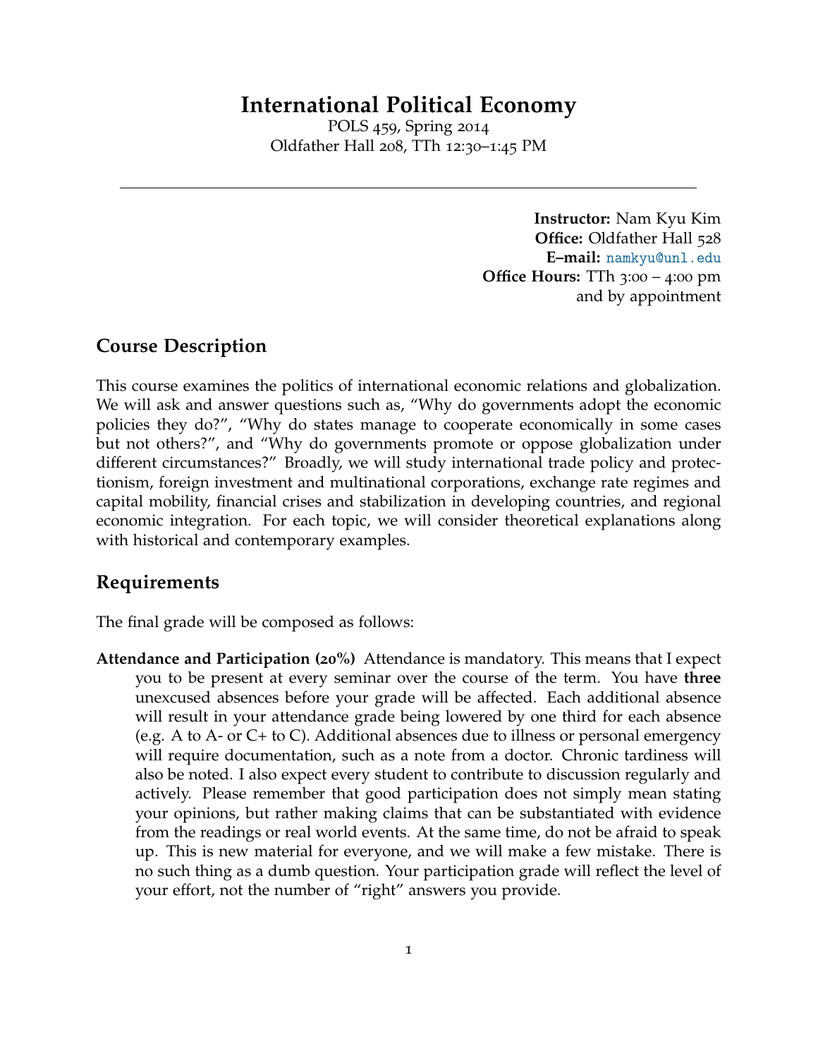# International Political Economy

POLS 459, Spring 2014
Oldfather Hall 208, TTh 12:30–1:45 PM

---

**Instructor:** Nam Kyu Kim
**Office:** Oldfather Hall 528
**E–mail:** namkyu@unl.edu
**Office Hours:** TTh 3:00 – 4:00 pm
and by appointment

## Course Description

This course examines the politics of international economic relations and globalization. We will ask and answer questions such as, "Why do governments adopt the economic policies they do?", "Why do states manage to cooperate economically in some cases but not others?", and "Why do governments promote or oppose globalization under different circumstances?" Broadly, we will study international trade policy and protectionism, foreign investment and multinational corporations, exchange rate regimes and capital mobility, financial crises and stabilization in developing countries, and regional economic integration. For each topic, we will consider theoretical explanations along with historical and contemporary examples.

## Requirements

The final grade will be composed as follows:

**Attendance and Participation (20%)** Attendance is mandatory. This means that I expect you to be present at every seminar over the course of the term. You have **three** unexcused absences before your grade will be affected. Each additional absence will result in your attendance grade being lowered by one third for each absence (e.g. A to A- or C+ to C). Additional absences due to illness or personal emergency will require documentation, such as a note from a doctor. Chronic tardiness will also be noted. I also expect every student to contribute to discussion regularly and actively. Please remember that good participation does not simply mean stating your opinions, but rather making claims that can be substantiated with evidence from the readings or real world events. At the same time, do not be afraid to speak up. This is new material for everyone, and we will make a few mistake. There is no such thing as a dumb question. Your participation grade will reflect the level of your effort, not the number of "right" answers you provide.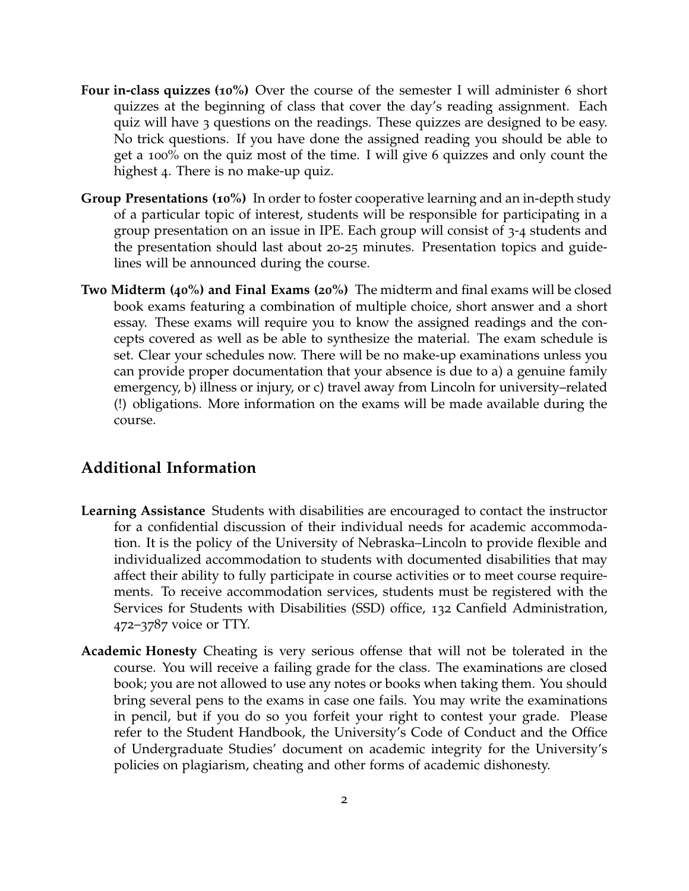**Four in-class quizzes (10%)** Over the course of the semester I will administer 6 short quizzes at the beginning of class that cover the day's reading assignment. Each quiz will have 3 questions on the readings. These quizzes are designed to be easy. No trick questions. If you have done the assigned reading you should be able to get a 100% on the quiz most of the time. I will give 6 quizzes and only count the highest 4. There is no make-up quiz.

**Group Presentations (10%)** In order to foster cooperative learning and an in-depth study of a particular topic of interest, students will be responsible for participating in a group presentation on an issue in IPE. Each group will consist of 3-4 students and the presentation should last about 20-25 minutes. Presentation topics and guidelines will be announced during the course.

**Two Midterm (40%) and Final Exams (20%)** The midterm and final exams will be closed book exams featuring a combination of multiple choice, short answer and a short essay. These exams will require you to know the assigned readings and the concepts covered as well as be able to synthesize the material. The exam schedule is set. Clear your schedules now. There will be no make-up examinations unless you can provide proper documentation that your absence is due to a) a genuine family emergency, b) illness or injury, or c) travel away from Lincoln for university–related (!) obligations. More information on the exams will be made available during the course.

## Additional Information

**Learning Assistance** Students with disabilities are encouraged to contact the instructor for a confidential discussion of their individual needs for academic accommodation. It is the policy of the University of Nebraska–Lincoln to provide flexible and individualized accommodation to students with documented disabilities that may affect their ability to fully participate in course activities or to meet course requirements. To receive accommodation services, students must be registered with the Services for Students with Disabilities (SSD) office, 132 Canfield Administration, 472–3787 voice or TTY.

**Academic Honesty** Cheating is very serious offense that will not be tolerated in the course. You will receive a failing grade for the class. The examinations are closed book; you are not allowed to use any notes or books when taking them. You should bring several pens to the exams in case one fails. You may write the examinations in pencil, but if you do so you forfeit your right to contest your grade. Please refer to the Student Handbook, the University's Code of Conduct and the Office of Undergraduate Studies' document on academic integrity for the University's policies on plagiarism, cheating and other forms of academic dishonesty.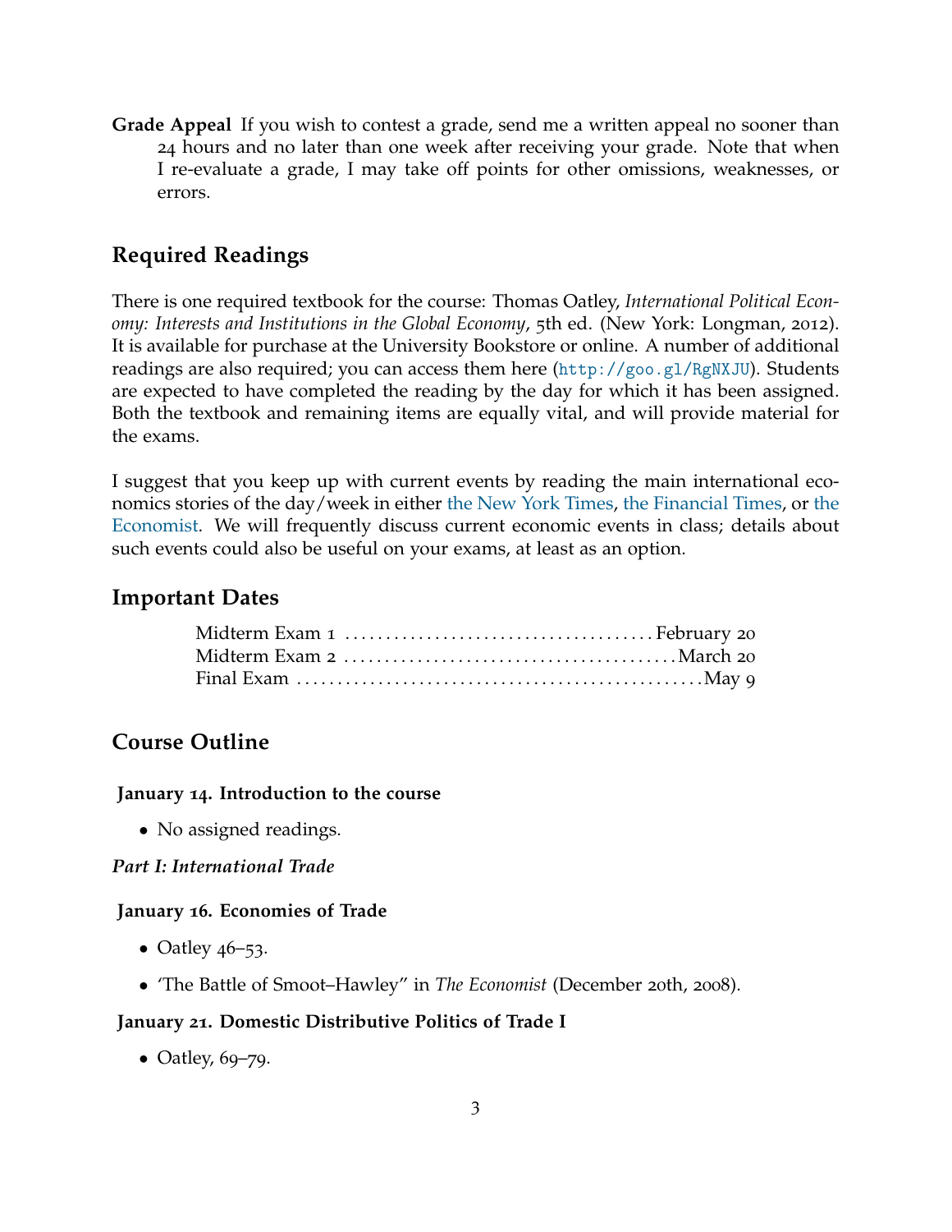**Grade Appeal** If you wish to contest a grade, send me a written appeal no sooner than 24 hours and no later than one week after receiving your grade. Note that when I re-evaluate a grade, I may take off points for other omissions, weaknesses, or errors.

## Required Readings

There is one required textbook for the course: Thomas Oatley, *International Political Economy: Interests and Institutions in the Global Economy*, 5th ed. (New York: Longman, 2012). It is available for purchase at the University Bookstore or online. A number of additional readings are also required; you can access them here (`http://goo.gl/RgNXJU`). Students are expected to have completed the reading by the day for which it has been assigned. Both the textbook and remaining items are equally vital, and will provide material for the exams.

I suggest that you keep up with current events by reading the main international economics stories of the day/week in either the New York Times, the Financial Times, or the Economist. We will frequently discuss current economic events in class; details about such events could also be useful on your exams, at least as an option.

## Important Dates

| | |
|---|---|
| Midterm Exam 1 | February 20 |
| Midterm Exam 2 | March 20 |
| Final Exam | May 9 |

## Course Outline

### January 14. Introduction to the course

- No assigned readings.

***Part I: International Trade***

### January 16. Economies of Trade

- Oatley 46–53.
- 'The Battle of Smoot–Hawley" in *The Economist* (December 20th, 2008).

### January 21. Domestic Distributive Politics of Trade I

- Oatley, 69–79.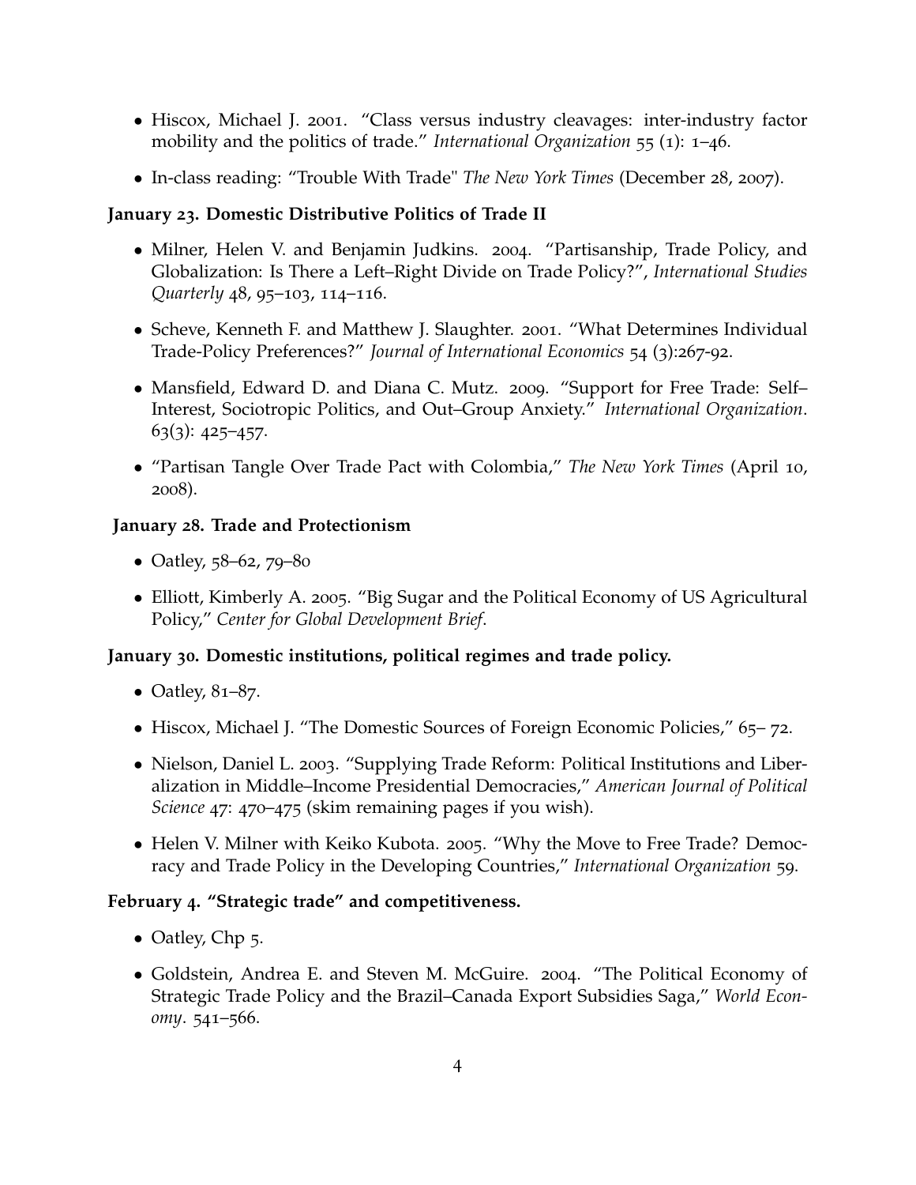- Hiscox, Michael J. 2001. "Class versus industry cleavages: inter-industry factor mobility and the politics of trade." *International Organization* 55 (1): 1–46.
- In-class reading: "Trouble With Trade" *The New York Times* (December 28, 2007).

**January 23. Domestic Distributive Politics of Trade II**

- Milner, Helen V. and Benjamin Judkins. 2004. "Partisanship, Trade Policy, and Globalization: Is There a Left–Right Divide on Trade Policy?", *International Studies Quarterly* 48, 95–103, 114–116.
- Scheve, Kenneth F. and Matthew J. Slaughter. 2001. "What Determines Individual Trade-Policy Preferences?" *Journal of International Economics* 54 (3):267-92.
- Mansfield, Edward D. and Diana C. Mutz. 2009. "Support for Free Trade: Self–Interest, Sociotropic Politics, and Out–Group Anxiety." *International Organization*. 63(3): 425–457.
- "Partisan Tangle Over Trade Pact with Colombia," *The New York Times* (April 10, 2008).

**January 28. Trade and Protectionism**

- Oatley, 58–62, 79–80
- Elliott, Kimberly A. 2005. "Big Sugar and the Political Economy of US Agricultural Policy," *Center for Global Development Brief*.

**January 30. Domestic institutions, political regimes and trade policy.**

- Oatley, 81–87.
- Hiscox, Michael J. "The Domestic Sources of Foreign Economic Policies," 65– 72.
- Nielson, Daniel L. 2003. "Supplying Trade Reform: Political Institutions and Liberalization in Middle–Income Presidential Democracies," *American Journal of Political Science* 47: 470–475 (skim remaining pages if you wish).
- Helen V. Milner with Keiko Kubota. 2005. "Why the Move to Free Trade? Democracy and Trade Policy in the Developing Countries," *International Organization* 59.

**February 4. "Strategic trade" and competitiveness.**

- Oatley, Chp 5.
- Goldstein, Andrea E. and Steven M. McGuire. 2004. "The Political Economy of Strategic Trade Policy and the Brazil–Canada Export Subsidies Saga," *World Economy*. 541–566.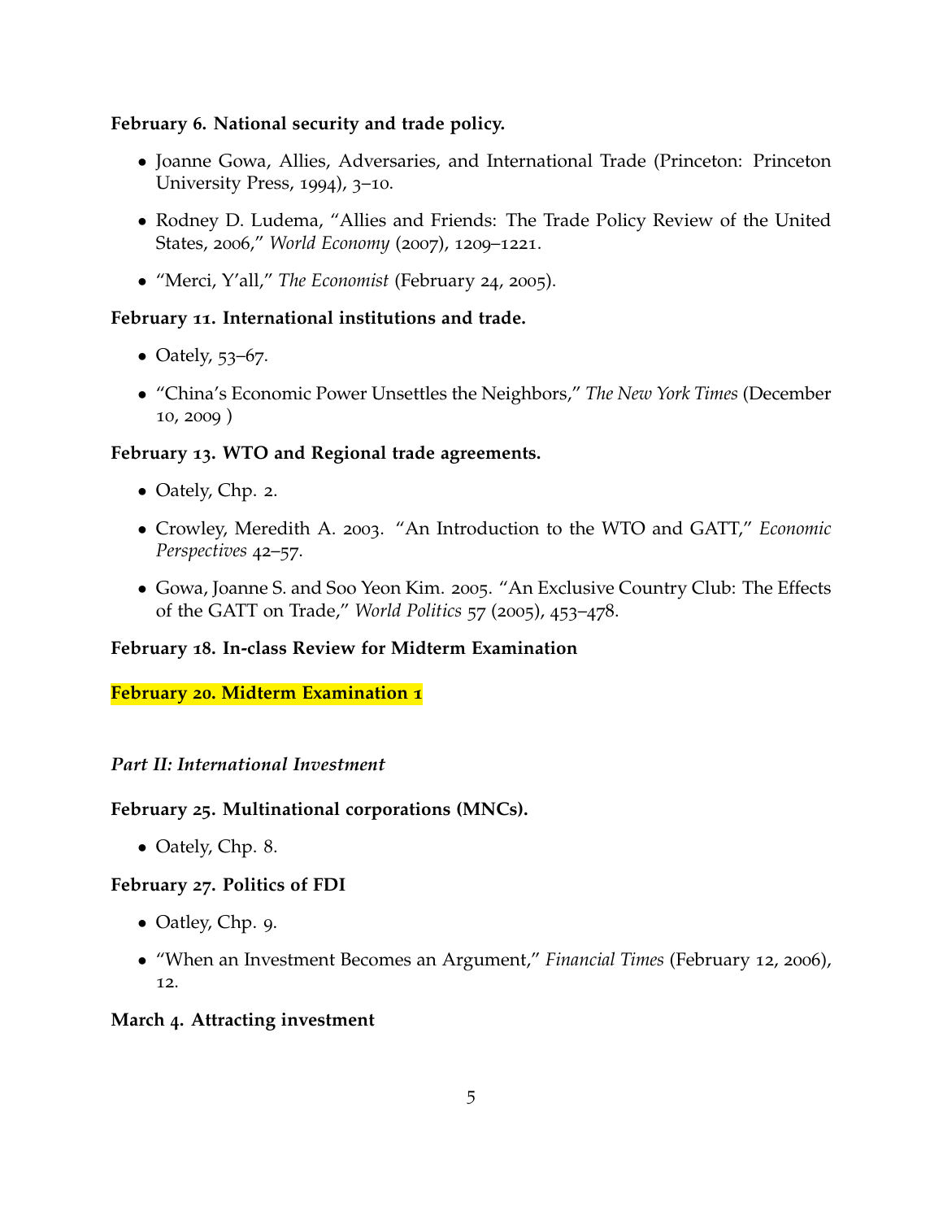**February 6. National security and trade policy.**

- Joanne Gowa, Allies, Adversaries, and International Trade (Princeton: Princeton University Press, 1994), 3–10.
- Rodney D. Ludema, "Allies and Friends: The Trade Policy Review of the United States, 2006," *World Economy* (2007), 1209–1221.
- "Merci, Y'all," *The Economist* (February 24, 2005).

**February 11. International institutions and trade.**

- Oately, 53–67.
- "China's Economic Power Unsettles the Neighbors," *The New York Times* (December 10, 2009 )

**February 13. WTO and Regional trade agreements.**

- Oately, Chp. 2.
- Crowley, Meredith A. 2003. "An Introduction to the WTO and GATT," *Economic Perspectives* 42–57.
- Gowa, Joanne S. and Soo Yeon Kim. 2005. "An Exclusive Country Club: The Effects of the GATT on Trade," *World Politics* 57 (2005), 453–478.

**February 18. In-class Review for Midterm Examination**

**February 20. Midterm Examination 1**

*Part II: International Investment*

**February 25. Multinational corporations (MNCs).**

- Oately, Chp. 8.

**February 27. Politics of FDI**

- Oatley, Chp. 9.
- "When an Investment Becomes an Argument," *Financial Times* (February 12, 2006), 12.

**March 4. Attracting investment**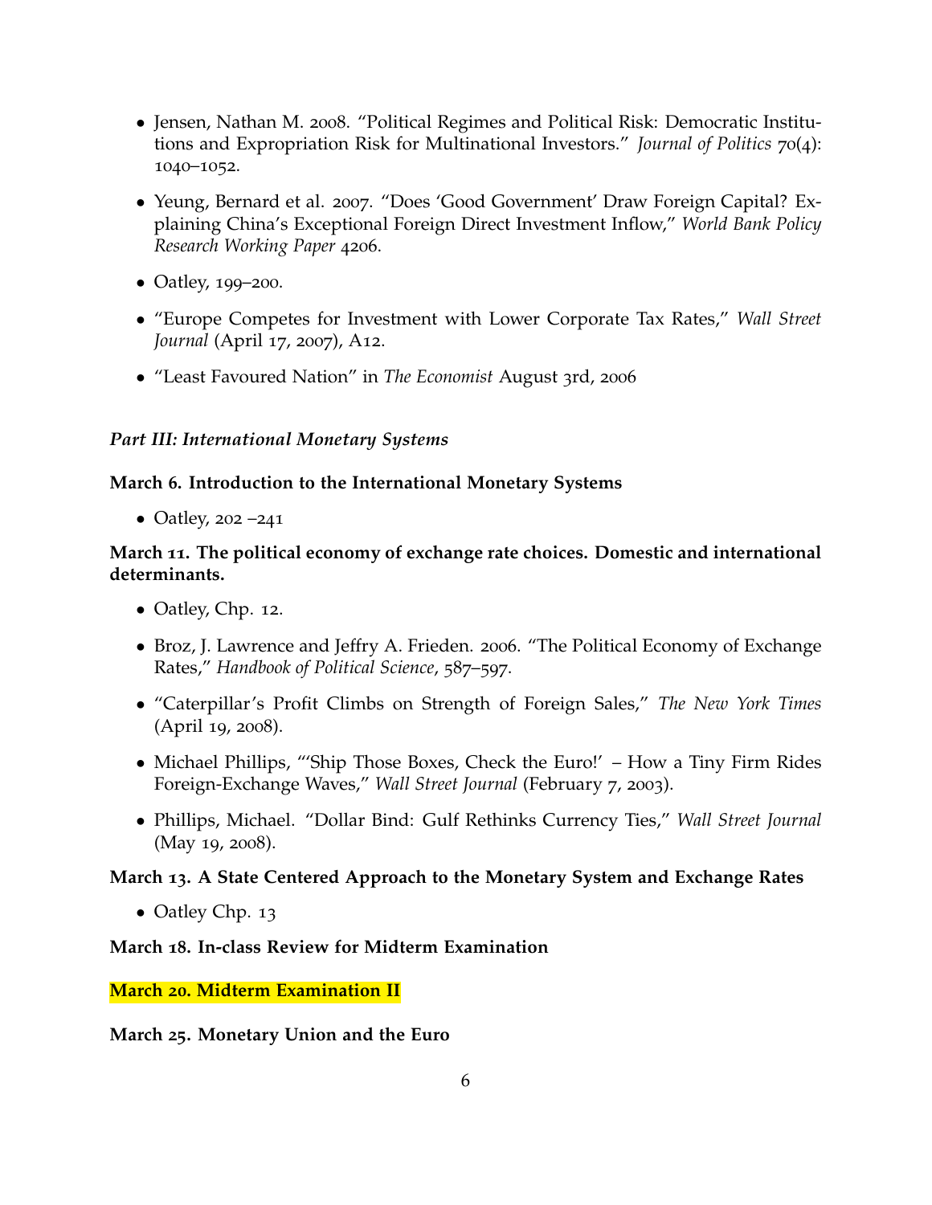- Jensen, Nathan M. 2008. "Political Regimes and Political Risk: Democratic Institutions and Expropriation Risk for Multinational Investors." *Journal of Politics* 70(4): 1040–1052.
- Yeung, Bernard et al. 2007. "Does 'Good Government' Draw Foreign Capital? Explaining China's Exceptional Foreign Direct Investment Inflow," *World Bank Policy Research Working Paper* 4206.
- Oatley, 199–200.
- "Europe Competes for Investment with Lower Corporate Tax Rates," *Wall Street Journal* (April 17, 2007), A12.
- "Least Favoured Nation" in *The Economist* August 3rd, 2006

### *Part III: International Monetary Systems*

**March 6. Introduction to the International Monetary Systems**

- Oatley, 202 –241

**March 11. The political economy of exchange rate choices. Domestic and international determinants.**

- Oatley, Chp. 12.
- Broz, J. Lawrence and Jeffry A. Frieden. 2006. "The Political Economy of Exchange Rates," *Handbook of Political Science*, 587–597.
- "Caterpillar's Profit Climbs on Strength of Foreign Sales," *The New York Times* (April 19, 2008).
- Michael Phillips, "'Ship Those Boxes, Check the Euro!' – How a Tiny Firm Rides Foreign-Exchange Waves," *Wall Street Journal* (February 7, 2003).
- Phillips, Michael. "Dollar Bind: Gulf Rethinks Currency Ties," *Wall Street Journal* (May 19, 2008).

**March 13. A State Centered Approach to the Monetary System and Exchange Rates**

- Oatley Chp. 13

**March 18. In-class Review for Midterm Examination**

**March 20. Midterm Examination II**

**March 25. Monetary Union and the Euro**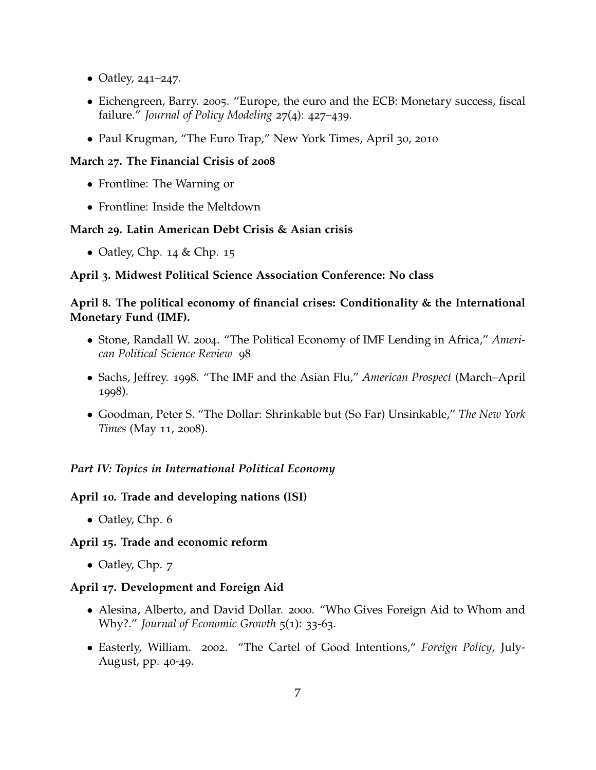- Oatley, 241–247.
- Eichengreen, Barry. 2005. "Europe, the euro and the ECB: Monetary success, fiscal failure." *Journal of Policy Modeling* 27(4): 427–439.
- Paul Krugman, "The Euro Trap," New York Times, April 30, 2010

**March 27. The Financial Crisis of 2008**

- Frontline: The Warning or
- Frontline: Inside the Meltdown

**March 29. Latin American Debt Crisis & Asian crisis**

- Oatley, Chp. 14 & Chp. 15

**April 3. Midwest Political Science Association Conference: No class**

**April 8. The political economy of financial crises: Conditionality & the International Monetary Fund (IMF).**

- Stone, Randall W. 2004. "The Political Economy of IMF Lending in Africa," *American Political Science Review* 98
- Sachs, Jeffrey. 1998. "The IMF and the Asian Flu," *American Prospect* (March–April 1998).
- Goodman, Peter S. "The Dollar: Shrinkable but (So Far) Unsinkable," *The New York Times* (May 11, 2008).

***Part IV: Topics in International Political Economy***

**April 10. Trade and developing nations (ISI)**

- Oatley, Chp. 6

**April 15. Trade and economic reform**

- Oatley, Chp. 7

**April 17. Development and Foreign Aid**

- Alesina, Alberto, and David Dollar. 2000. "Who Gives Foreign Aid to Whom and Why?." *Journal of Economic Growth* 5(1): 33-63.
- Easterly, William. 2002. "The Cartel of Good Intentions," *Foreign Policy*, July-August, pp. 40-49.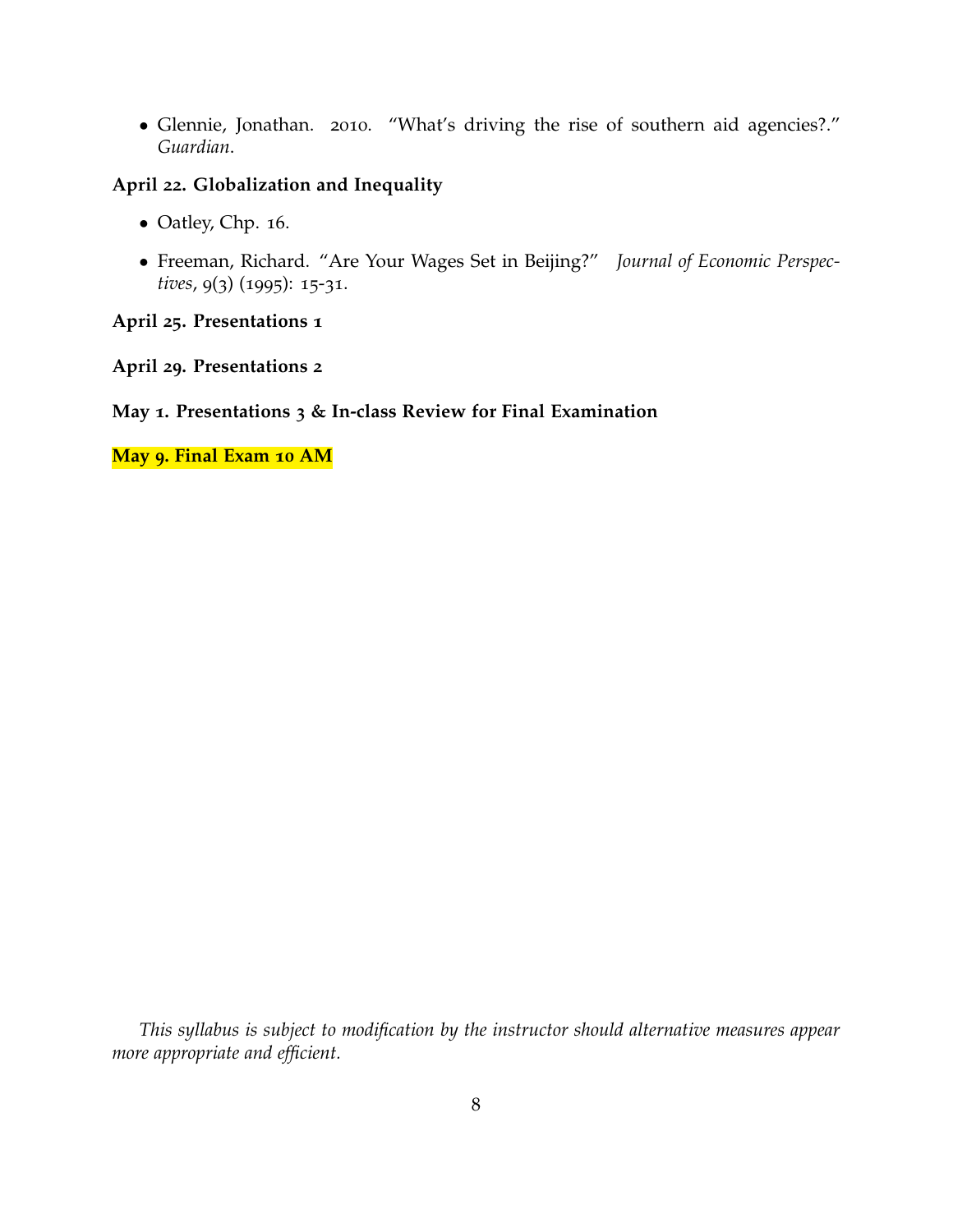- Glennie, Jonathan. 2010. "What's driving the rise of southern aid agencies?." *Guardian*.

**April 22. Globalization and Inequality**

- Oatley, Chp. 16.
- Freeman, Richard. "Are Your Wages Set in Beijing?" *Journal of Economic Perspectives*, 9(3) (1995): 15-31.

**April 25. Presentations 1**

**April 29. Presentations 2**

**May 1. Presentations 3 & In-class Review for Final Examination**

**May 9. Final Exam 10 AM**

*This syllabus is subject to modification by the instructor should alternative measures appear more appropriate and efficient.*